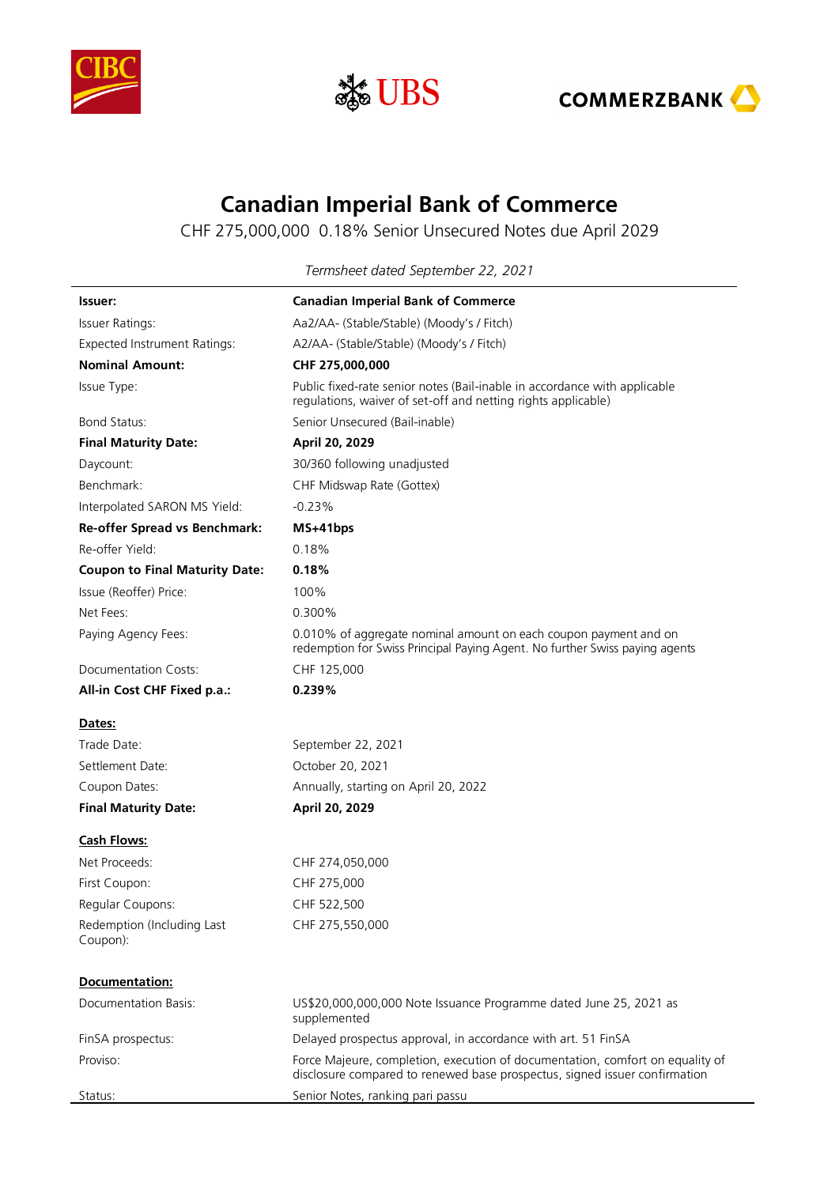CIBC UBS COMMERZBANK

# Canadian Imperial Bank of Commerce

CHF 275,000,000 0.18% Senior Unsecured Notes due April 2029

*Termsheet dated September 22, 2021*

| | |
|---|---|
| **Issuer:** | **Canadian Imperial Bank of Commerce** |
| Issuer Ratings: | Aa2/AA- (Stable/Stable) (Moody's / Fitch) |
| Expected Instrument Ratings: | A2/AA- (Stable/Stable) (Moody's / Fitch) |
| **Nominal Amount:** | **CHF 275,000,000** |
| Issue Type: | Public fixed-rate senior notes (Bail-inable in accordance with applicable regulations, waiver of set-off and netting rights applicable) |
| Bond Status: | Senior Unsecured (Bail-inable) |
| **Final Maturity Date:** | **April 20, 2029** |
| Daycount: | 30/360 following unadjusted |
| Benchmark: | CHF Midswap Rate (Gottex) |
| Interpolated SARON MS Yield: | -0.23% |
| **Re-offer Spread vs Benchmark:** | **MS+41bps** |
| Re-offer Yield: | 0.18% |
| **Coupon to Final Maturity Date:** | **0.18%** |
| Issue (Reoffer) Price: | 100% |
| Net Fees: | 0.300% |
| Paying Agency Fees: | 0.010% of aggregate nominal amount on each coupon payment and on redemption for Swiss Principal Paying Agent. No further Swiss paying agents |
| Documentation Costs: | CHF 125,000 |
| **All-in Cost CHF Fixed p.a.:** | **0.239%** |

**Dates:**

| | |
|---|---|
| Trade Date: | September 22, 2021 |
| Settlement Date: | October 20, 2021 |
| Coupon Dates: | Annually, starting on April 20, 2022 |
| **Final Maturity Date:** | **April 20, 2029** |

**Cash Flows:**

| | |
|---|---|
| Net Proceeds: | CHF 274,050,000 |
| First Coupon: | CHF 275,000 |
| Regular Coupons: | CHF 522,500 |
| Redemption (Including Last Coupon): | CHF 275,550,000 |

**Documentation:**

| | |
|---|---|
| Documentation Basis: | US$20,000,000,000 Note Issuance Programme dated June 25, 2021 as supplemented |
| FinSA prospectus: | Delayed prospectus approval, in accordance with art. 51 FinSA |
| Proviso: | Force Majeure, completion, execution of documentation, comfort on equality of disclosure compared to renewed base prospectus, signed issuer confirmation |
| Status: | Senior Notes, ranking pari passu |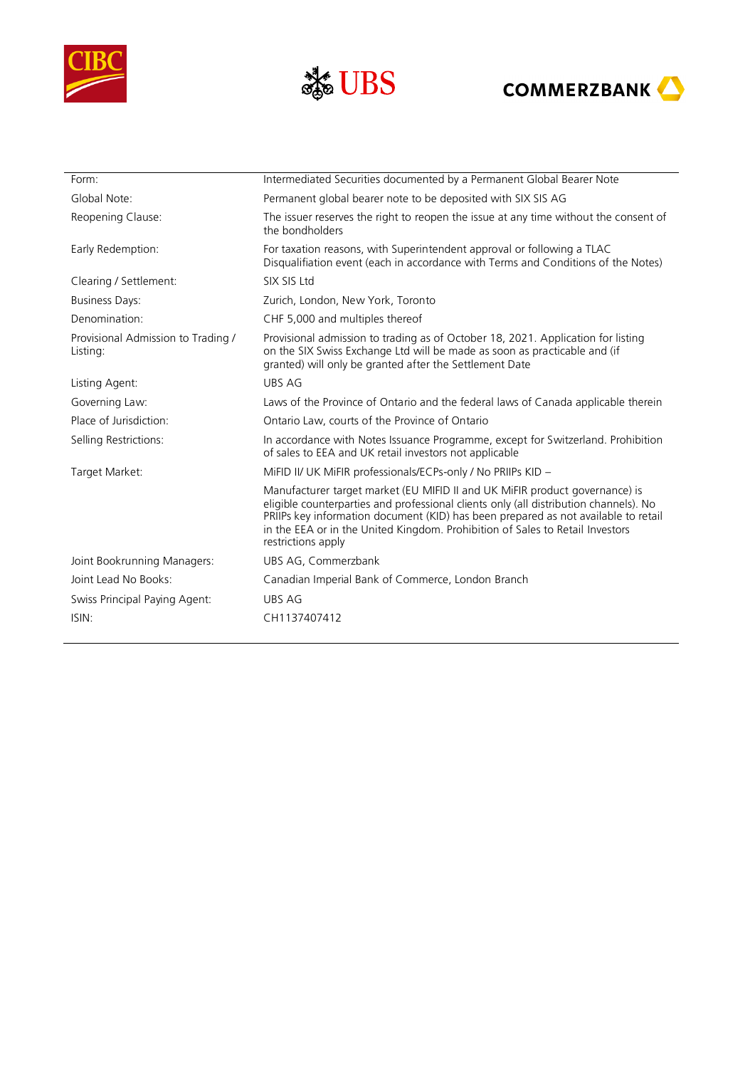| | |
|---|---|
| Form: | Intermediated Securities documented by a Permanent Global Bearer Note |
| Global Note: | Permanent global bearer note to be deposited with SIX SIS AG |
| Reopening Clause: | The issuer reserves the right to reopen the issue at any time without the consent of the bondholders |
| Early Redemption: | For taxation reasons, with Superintendent approval or following a TLAC Disqualifiation event (each in accordance with Terms and Conditions of the Notes) |
| Clearing / Settlement: | SIX SIS Ltd |
| Business Days: | Zurich, London, New York, Toronto |
| Denomination: | CHF 5,000 and multiples thereof |
| Provisional Admission to Trading / Listing: | Provisional admission to trading as of October 18, 2021. Application for listing on the SIX Swiss Exchange Ltd will be made as soon as practicable and (if granted) will only be granted after the Settlement Date |
| Listing Agent: | UBS AG |
| Governing Law: | Laws of the Province of Ontario and the federal laws of Canada applicable therein |
| Place of Jurisdiction: | Ontario Law, courts of the Province of Ontario |
| Selling Restrictions: | In accordance with Notes Issuance Programme, except for Switzerland. Prohibition of sales to EEA and UK retail investors not applicable |
| Target Market: | MiFID II/ UK MiFIR professionals/ECPs-only / No PRIIPs KID – |
| | Manufacturer target market (EU MIFID II and UK MiFIR product governance) is eligible counterparties and professional clients only (all distribution channels). No PRIIPs key information document (KID) has been prepared as not available to retail in the EEA or in the United Kingdom. Prohibition of Sales to Retail Investors restrictions apply |
| Joint Bookrunning Managers: | UBS AG, Commerzbank |
| Joint Lead No Books: | Canadian Imperial Bank of Commerce, London Branch |
| Swiss Principal Paying Agent: | UBS AG |
| ISIN: | CH1137407412 |